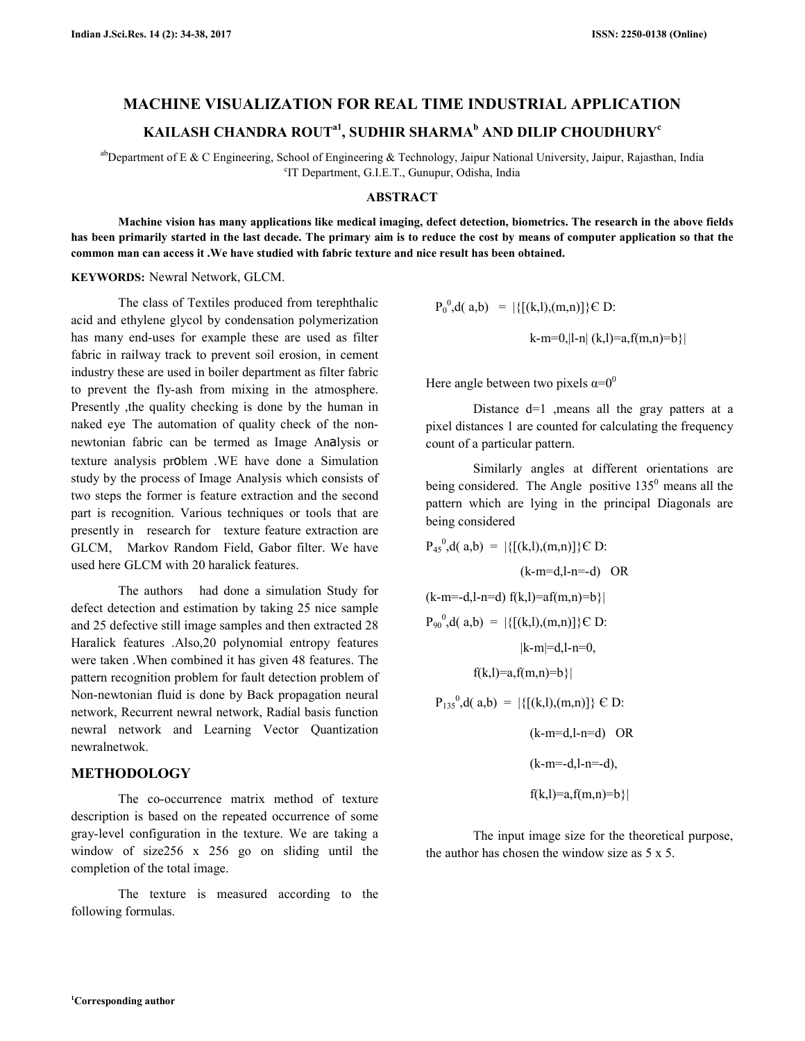# MACHINE VISUALIZATION FOR REAL TIME INDUSTRIAL APPLICATION

**KAILASH CHANDRA ROUT[a1], SUDHIR SHARMA[b] AND DILIP CHOUDHURY[c]**

[ab]Department of E & C Engineering, School of Engineering & Technology, Jaipur National University, Jaipur, Rajasthan, India
[c]IT Department, G.I.E.T., Gunupur, Odisha, India

## ABSTRACT

**Machine vision has many applications like medical imaging, defect detection, biometrics. The research in the above fields has been primarily started in the last decade. The primary aim is to reduce the cost by means of computer application so that the common man can access it .We have studied with fabric texture and nice result has been obtained.**

**KEYWORDS:** Newral Network, GLCM.

The class of Textiles produced from terephthalic acid and ethylene glycol by condensation polymerization has many end-uses for example these are used as filter fabric in railway track to prevent soil erosion, in cement industry these are used in boiler department as filter fabric to prevent the fly-ash from mixing in the atmosphere. Presently ,the quality checking is done by the human in naked eye The automation of quality check of the non-newtonian fabric can be termed as Image Analysis or texture analysis problem .WE have done a Simulation study by the process of Image Analysis which consists of two steps the former is feature extraction and the second part is recognition. Various techniques or tools that are presently in research for texture feature extraction are GLCM, Markov Random Field, Gabor filter. We have used here GLCM with 20 haralick features.

The authors had done a simulation Study for defect detection and estimation by taking 25 nice sample and 25 defective still image samples and then extracted 28 Haralick features .Also,20 polynomial entropy features were taken .When combined it has given 48 features. The pattern recognition problem for fault detection problem of Non-newtonian fluid is done by Back propagation neural network, Recurrent newral network, Radial basis function newral network and Learning Vector Quantization newralnetwok.

## METHODOLOGY

The co-occurrence matrix method of texture description is based on the repeated occurrence of some gray-level configuration in the texture. We are taking a window of size256 x 256 go on sliding until the completion of the total image.

The texture is measured according to the following formulas.

$$P_{0^0},d(a,b) = |\{[(k,l),(m,n)]\} \in D: k-m=0, |l-n| \; (k,l)=a, f(m,n)=b\}|$$

Here angle between two pixels $\alpha=0^0$

Distance d=1 ,means all the gray patters at a pixel distances 1 are counted for calculating the frequency count of a particular pattern.

Similarly angles at different orientations are being considered. The Angle positive $135^0$ means all the pattern which are lying in the principal Diagonals are being considered

$$P_{45^0},d(a,b) = |\{[(k,l),(m,n)]\} \in D: (k-m=d, l-n=-d) \text{ OR } (k-m=-d, l-n=d) \; f(k,l)=af(m,n)=b\}|$$

$$P_{90^0},d(a,b) = |\{[(k,l),(m,n)]\} \in D: |k-m|=d, l-n=0, f(k,l)=a, f(m,n)=b\}|$$

$$P_{135^0},d(a,b) = |\{[(k,l),(m,n)]\} \in D: (k-m=d, l-n=d) \text{ OR } (k-m=-d, l-n=-d), f(k,l)=a, f(m,n)=b\}|$$

The input image size for the theoretical purpose, the author has chosen the window size as 5 x 5.

[1]Corresponding author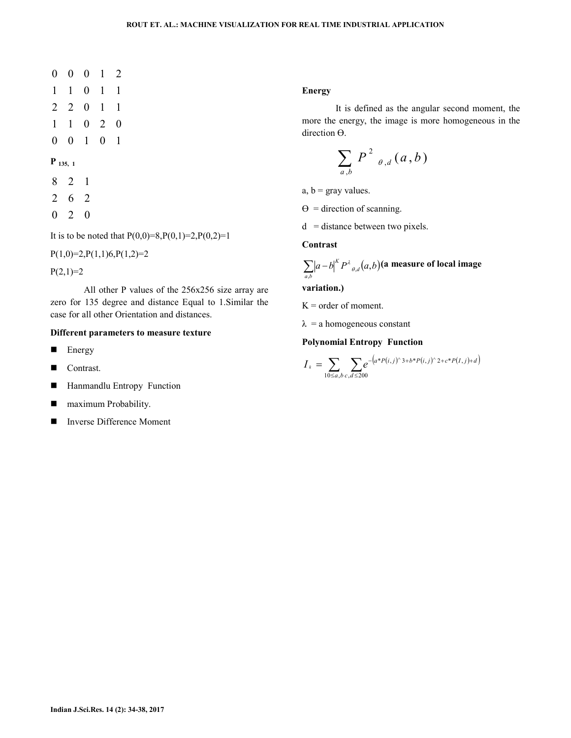| | | | | |
|---|---|---|---|---|
| 0 | 0 | 0 | 1 | 2 |
| 1 | 1 | 0 | 1 | 1 |
| 2 | 2 | 0 | 1 | 1 |
| 1 | 1 | 0 | 2 | 0 |
| 0 | 0 | 1 | 0 | 1 |

**$P_{135,\ 1}$**

| | | |
|---|---|---|
| 8 | 2 | 1 |
| 2 | 6 | 2 |
| 0 | 2 | 0 |

It is to be noted that P(0,0)=8,P(0,1)=2,P(0,2)=1

P(1,0)=2,P(1,1)6,P(1,2)=2

P(2,1)=2

All other P values of the 256x256 size array are zero for 135 degree and distance Equal to 1.Similar the case for all other Orientation and distances.

**Different parameters to measure texture**

- Energy
- Contrast.
- Hanmandlu Entropy Function
- maximum Probability.
- Inverse Difference Moment

**Energy**

It is defined as the angular second moment, the more the energy, the image is more homogeneous in the direction Θ.

$$\sum_{a,b} P^{2}{}_{\theta,d}(a,b)$$

a, b = gray values.

Θ = direction of scanning.

d = distance between two pixels.

**Contrast**

$\sum_{a,b} |a-b|^{K} P^{\lambda}{}_{\theta,d}(a,b)$ **(a measure of local image variation.)**

K = order of moment.

λ = a homogeneous constant

**Polynomial Entropy Function**

$$I_{k} = \sum_{10 \le a,b} \sum_{c,d \le 200} e^{-\left(a*P(i,j)^{\wedge}3+b*P(i,j)^{\wedge}2+c*P(I,j)+d\right)}$$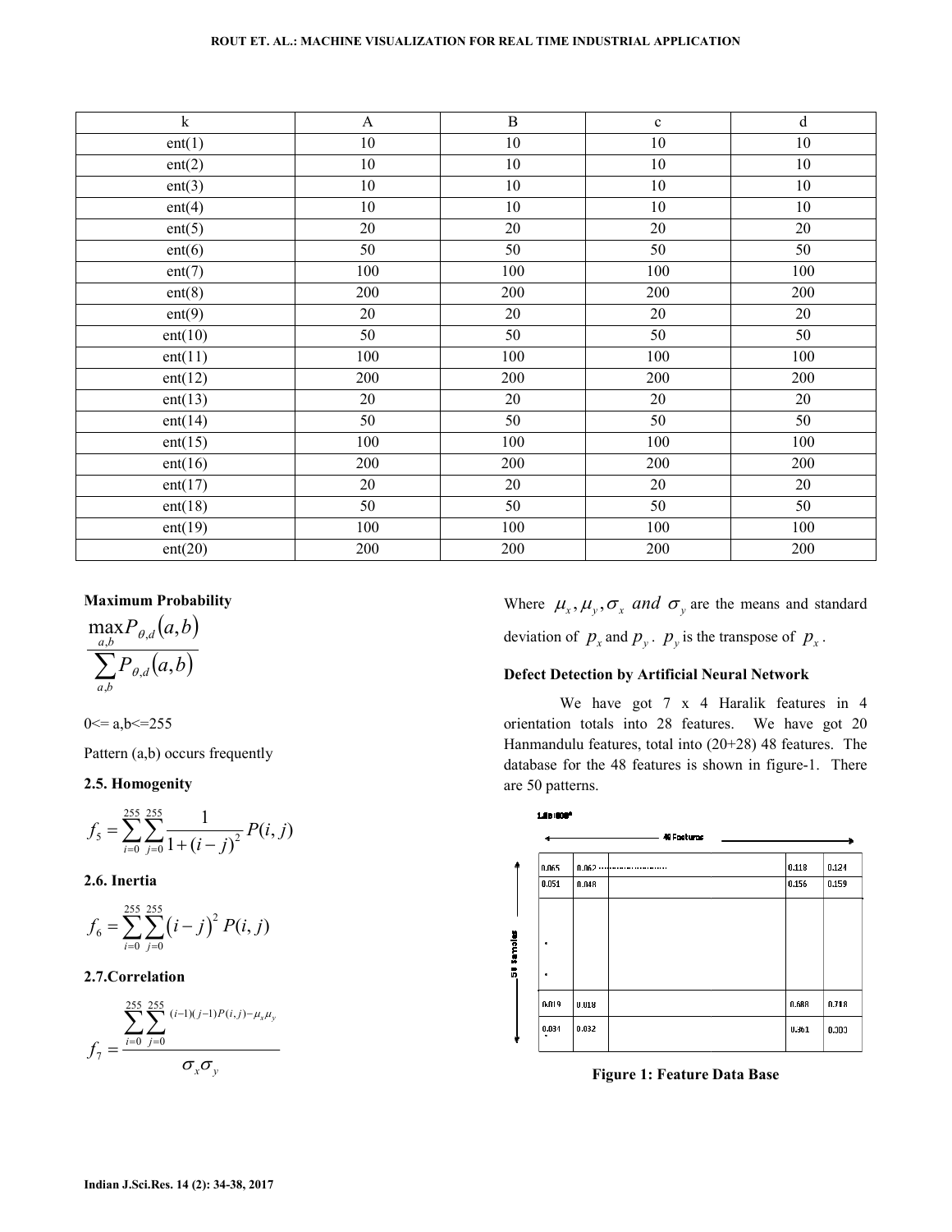| k | A | B | c | d |
|---|---|---|---|---|
| ent(1) | 10 | 10 | 10 | 10 |
| ent(2) | 10 | 10 | 10 | 10 |
| ent(3) | 10 | 10 | 10 | 10 |
| ent(4) | 10 | 10 | 10 | 10 |
| ent(5) | 20 | 20 | 20 | 20 |
| ent(6) | 50 | 50 | 50 | 50 |
| ent(7) | 100 | 100 | 100 | 100 |
| ent(8) | 200 | 200 | 200 | 200 |
| ent(9) | 20 | 20 | 20 | 20 |
| ent(10) | 50 | 50 | 50 | 50 |
| ent(11) | 100 | 100 | 100 | 100 |
| ent(12) | 200 | 200 | 200 | 200 |
| ent(13) | 20 | 20 | 20 | 20 |
| ent(14) | 50 | 50 | 50 | 50 |
| ent(15) | 100 | 100 | 100 | 100 |
| ent(16) | 200 | 200 | 200 | 200 |
| ent(17) | 20 | 20 | 20 | 20 |
| ent(18) | 50 | 50 | 50 | 50 |
| ent(19) | 100 | 100 | 100 | 100 |
| ent(20) | 200 | 200 | 200 | 200 |

**Maximum Probability**

$$\frac{\max_{a,b} P_{\theta,d}(a,b)}{\sum_{a,b} P_{\theta,d}(a,b)}$$

0<= a,b<=255

Pattern (a,b) occurs frequently

### 2.5. Homogenity

$$f_5 = \sum_{i=0}^{255}\sum_{j=0}^{255} \frac{1}{1+(i-j)^2} P(i,j)$$

### 2.6. Inertia

$$f_6 = \sum_{i=0}^{255}\sum_{j=0}^{255} (i-j)^2 P(i,j)$$

### 2.7.Correlation

$$f_7 = \frac{\sum_{i=0}^{255}\sum_{j=0}^{255} (i-1)(j-1)P(i,j) - \mu_x\mu_y}{\sigma_x \sigma_y}$$

Where $\mu_x, \mu_y, \sigma_x$ *and* $\sigma_y$ are the means and standard deviation of $p_x$ and $p_y$. $p_y$ is the transpose of $p_x$.

**Defect Detection by Artificial Neural Network**

We have got 7 x 4 Haralik features in 4 orientation totals into 28 features. We have got 20 Hanmandulu features, total into (20+28) 48 features. The database for the 48 features is shown in figure-1. There are 50 patterns.

48 Features / 50 Samples

| | | | | |
|---|---|---|---|---|
| 0.065 | 0.062 ........................ | | 0.118 | 0.124 |
| 0.051 | 0.048 | | 0.156 | 0.159 |
| . | | | | |
| . | | | | |
| 0.019 | 0.018 | | 0.688 | 0.718 |
| 0.031 | 0.032 | | 0.361 | 0.303 |

**Figure 1: Feature Data Base**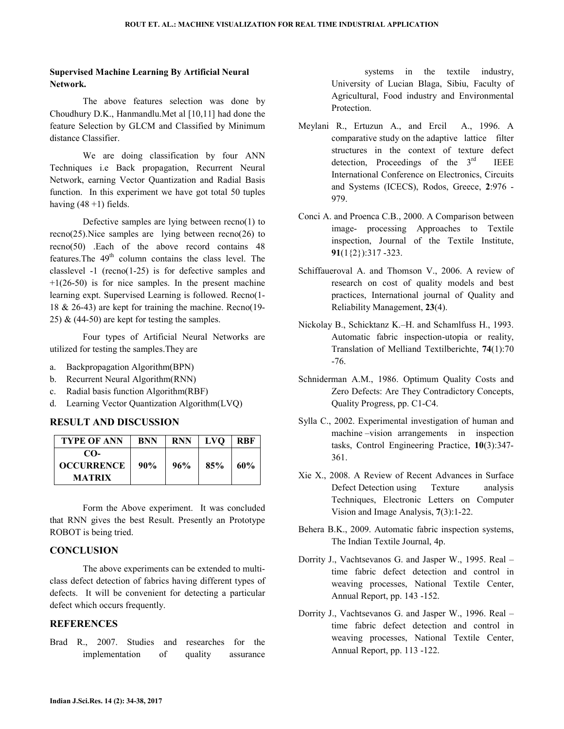**Supervised Machine Learning By Artificial Neural Network.**

The above features selection was done by Choudhury D.K., Hanmandlu.Met al [10,11] had done the feature Selection by GLCM and Classified by Minimum distance Classifier.

We are doing classification by four ANN Techniques i.e Back propagation, Recurrent Neural Network, earning Vector Quantization and Radial Basis function. In this experiment we have got total 50 tuples having (48 +1) fields.

Defective samples are lying between recno(1) to recno(25).Nice samples are lying between recno(26) to recno(50) .Each of the above record contains 48 features.The 49[th] column contains the class level. The classlevel -1 (recno(1-25) is for defective samples and +1(26-50) is for nice samples. In the present machine learning expt. Supervised Learning is followed. Recno(1-18 & 26-43) are kept for training the machine. Recno(19-25) & (44-50) are kept for testing the samples.

Four types of Artificial Neural Networks are utilized for testing the samples.They are

a. Backpropagation Algorithm(BPN)
b. Recurrent Neural Algorithm(RNN)
c. Radial basis function Algorithm(RBF)
d. Learning Vector Quantization Algorithm(LVQ)

## RESULT AND DISCUSSION

| TYPE OF ANN | BNN | RNN | LVQ | RBF |
|---|---|---|---|---|
| CO-OCCURRENCE MATRIX | 90% | 96% | 85% | 60% |

Form the Above experiment. It was concluded that RNN gives the best Result. Presently an Prototype ROBOT is being tried.

## CONCLUSION

The above experiments can be extended to multi-class defect detection of fabrics having different types of defects. It will be convenient for detecting a particular defect which occurs frequently.

## REFERENCES

Brad R., 2007. Studies and researches for the implementation of quality assurance systems in the textile industry, University of Lucian Blaga, Sibiu, Faculty of Agricultural, Food industry and Environmental Protection.

Meylani R., Ertuzun A., and Ercil A., 1996. A comparative study on the adaptive lattice filter structures in the context of texture defect detection, Proceedings of the 3[rd] IEEE International Conference on Electronics, Circuits and Systems (ICECS), Rodos, Greece, **2**:976 - 979.

Conci A. and Proenca C.B., 2000. A Comparison between image- processing Approaches to Textile inspection, Journal of the Textile Institute, **91**(1{2}):317 -323.

Schiffaueroval A. and Thomson V., 2006. A review of research on cost of quality models and best practices, International journal of Quality and Reliability Management, **23**(4).

Nickolay B., Schicktanz K.–H. and Schamlfuss H., 1993. Automatic fabric inspection-utopia or reality, Translation of Melliand Textilberichte, **74**(1):70 -76.

Schniderman A.M., 1986. Optimum Quality Costs and Zero Defects: Are They Contradictory Concepts, Quality Progress, pp. C1-C4.

Sylla C., 2002. Experimental investigation of human and machine –vision arrangements in inspection tasks, Control Engineering Practice, **10**(3):347-361.

Xie X., 2008. A Review of Recent Advances in Surface Defect Detection using Texture analysis Techniques, Electronic Letters on Computer Vision and Image Analysis, **7**(3):1-22.

Behera B.K., 2009. Automatic fabric inspection systems, The Indian Textile Journal, 4p.

Dorrity J., Vachtsevanos G. and Jasper W., 1995. Real – time fabric defect detection and control in weaving processes, National Textile Center, Annual Report, pp. 143 -152.

Dorrity J., Vachtsevanos G. and Jasper W., 1996. Real – time fabric defect detection and control in weaving processes, National Textile Center, Annual Report, pp. 113 -122.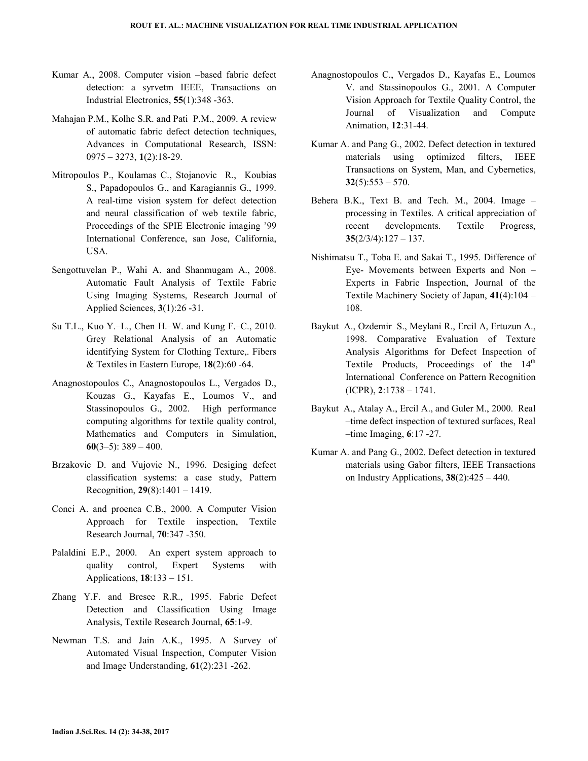Kumar A., 2008. Computer vision –based fabric defect detection: a syrvetm IEEE, Transactions on Industrial Electronics, **55**(1):348 -363.

Mahajan P.M., Kolhe S.R. and Pati P.M., 2009. A review of automatic fabric defect detection techniques, Advances in Computational Research, ISSN: 0975 – 3273, **1**(2):18-29.

Mitropoulos P., Koulamas C., Stojanovic R., Koubias S., Papadopoulos G., and Karagiannis G., 1999. A real-time vision system for defect detection and neural classification of web textile fabric, Proceedings of the SPIE Electronic imaging '99 International Conference, san Jose, California, USA.

Sengottuvelan P., Wahi A. and Shanmugam A., 2008. Automatic Fault Analysis of Textile Fabric Using Imaging Systems, Research Journal of Applied Sciences, **3**(1):26 -31.

Su T.L., Kuo Y.–L., Chen H.–W. and Kung F.–C., 2010. Grey Relational Analysis of an Automatic identifying System for Clothing Texture,. Fibers & Textiles in Eastern Europe, **18**(2):60 -64.

Anagnostopoulos C., Anagnostopoulos L., Vergados D., Kouzas G., Kayafas E., Loumos V., and Stassinopoulos G., 2002. High performance computing algorithms for textile quality control, Mathematics and Computers in Simulation, **60**(3–5): 389 – 400.

Brzakovic D. and Vujovic N., 1996. Desiging defect classification systems: a case study, Pattern Recognition, **29**(8):1401 – 1419.

Conci A. and proenca C.B., 2000. A Computer Vision Approach for Textile inspection, Textile Research Journal, **70**:347 -350.

Palaldini E.P., 2000. An expert system approach to quality control, Expert Systems with Applications, **18**:133 – 151.

Zhang Y.F. and Bresee R.R., 1995. Fabric Defect Detection and Classification Using Image Analysis, Textile Research Journal, **65**:1-9.

Newman T.S. and Jain A.K., 1995. A Survey of Automated Visual Inspection, Computer Vision and Image Understanding, **61**(2):231 -262.

Anagnostopoulos C., Vergados D., Kayafas E., Loumos V. and Stassinopoulos G., 2001. A Computer Vision Approach for Textile Quality Control, the Journal of Visualization and Compute Animation, **12**:31-44.

Kumar A. and Pang G., 2002. Defect detection in textured materials using optimized filters, IEEE Transactions on System, Man, and Cybernetics, **32**(5):553 – 570.

Behera B.K., Text B. and Tech. M., 2004. Image – processing in Textiles. A critical appreciation of recent developments. Textile Progress, **35**(2/3/4):127 – 137.

Nishimatsu T., Toba E. and Sakai T., 1995. Difference of Eye- Movements between Experts and Non – Experts in Fabric Inspection, Journal of the Textile Machinery Society of Japan, **41**(4):104 – 108.

Baykut A., Ozdemir S., Meylani R., Ercil A, Ertuzun A., 1998. Comparative Evaluation of Texture Analysis Algorithms for Defect Inspection of Textile Products, Proceedings of the 14th International Conference on Pattern Recognition (ICPR), **2**:1738 – 1741.

Baykut A., Atalay A., Ercil A., and Guler M., 2000. Real –time defect inspection of textured surfaces, Real –time Imaging, **6**:17 -27.

Kumar A. and Pang G., 2002. Defect detection in textured materials using Gabor filters, IEEE Transactions on Industry Applications, **38**(2):425 – 440.